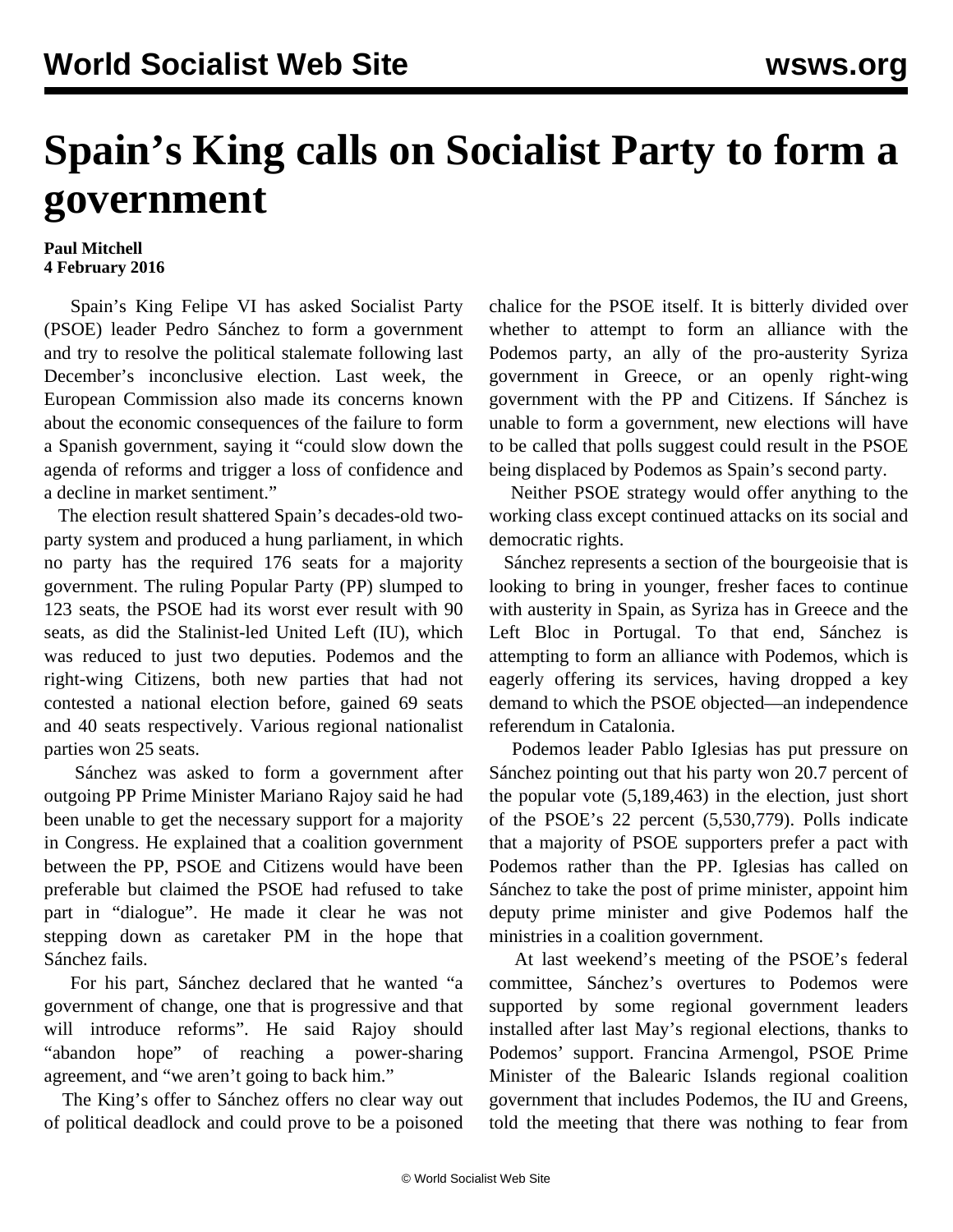# Spain's King calls on Socialist Party to form a government

**Paul Mitchell**
**4 February 2016**

Spain's King Felipe VI has asked Socialist Party (PSOE) leader Pedro Sánchez to form a government and try to resolve the political stalemate following last December's inconclusive election. Last week, the European Commission also made its concerns known about the economic consequences of the failure to form a Spanish government, saying it "could slow down the agenda of reforms and trigger a loss of confidence and a decline in market sentiment."

The election result shattered Spain's decades-old two-party system and produced a hung parliament, in which no party has the required 176 seats for a majority government. The ruling Popular Party (PP) slumped to 123 seats, the PSOE had its worst ever result with 90 seats, as did the Stalinist-led United Left (IU), which was reduced to just two deputies. Podemos and the right-wing Citizens, both new parties that had not contested a national election before, gained 69 seats and 40 seats respectively. Various regional nationalist parties won 25 seats.

Sánchez was asked to form a government after outgoing PP Prime Minister Mariano Rajoy said he had been unable to get the necessary support for a majority in Congress. He explained that a coalition government between the PP, PSOE and Citizens would have been preferable but claimed the PSOE had refused to take part in "dialogue". He made it clear he was not stepping down as caretaker PM in the hope that Sánchez fails.

For his part, Sánchez declared that he wanted "a government of change, one that is progressive and that will introduce reforms". He said Rajoy should "abandon hope" of reaching a power-sharing agreement, and "we aren't going to back him."

The King's offer to Sánchez offers no clear way out of political deadlock and could prove to be a poisoned chalice for the PSOE itself. It is bitterly divided over whether to attempt to form an alliance with the Podemos party, an ally of the pro-austerity Syriza government in Greece, or an openly right-wing government with the PP and Citizens. If Sánchez is unable to form a government, new elections will have to be called that polls suggest could result in the PSOE being displaced by Podemos as Spain's second party.

Neither PSOE strategy would offer anything to the working class except continued attacks on its social and democratic rights.

Sánchez represents a section of the bourgeoisie that is looking to bring in younger, fresher faces to continue with austerity in Spain, as Syriza has in Greece and the Left Bloc in Portugal. To that end, Sánchez is attempting to form an alliance with Podemos, which is eagerly offering its services, having dropped a key demand to which the PSOE objected—an independence referendum in Catalonia.

Podemos leader Pablo Iglesias has put pressure on Sánchez pointing out that his party won 20.7 percent of the popular vote (5,189,463) in the election, just short of the PSOE's 22 percent (5,530,779). Polls indicate that a majority of PSOE supporters prefer a pact with Podemos rather than the PP. Iglesias has called on Sánchez to take the post of prime minister, appoint him deputy prime minister and give Podemos half the ministries in a coalition government.

At last weekend's meeting of the PSOE's federal committee, Sánchez's overtures to Podemos were supported by some regional government leaders installed after last May's regional elections, thanks to Podemos' support. Francina Armengol, PSOE Prime Minister of the Balearic Islands regional coalition government that includes Podemos, the IU and Greens, told the meeting that there was nothing to fear from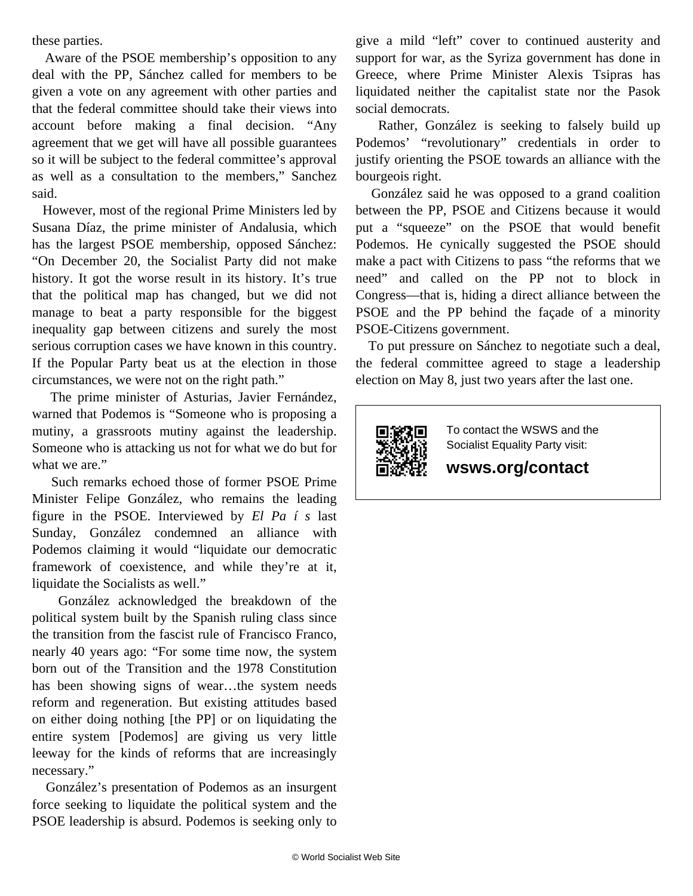these parties.

Aware of the PSOE membership's opposition to any deal with the PP, Sánchez called for members to be given a vote on any agreement with other parties and that the federal committee should take their views into account before making a final decision. "Any agreement that we get will have all possible guarantees so it will be subject to the federal committee's approval as well as a consultation to the members," Sanchez said.

However, most of the regional Prime Ministers led by Susana Díaz, the prime minister of Andalusia, which has the largest PSOE membership, opposed Sánchez: "On December 20, the Socialist Party did not make history. It got the worse result in its history. It's true that the political map has changed, but we did not manage to beat a party responsible for the biggest inequality gap between citizens and surely the most serious corruption cases we have known in this country. If the Popular Party beat us at the election in those circumstances, we were not on the right path."

The prime minister of Asturias, Javier Fernández, warned that Podemos is "Someone who is proposing a mutiny, a grassroots mutiny against the leadership. Someone who is attacking us not for what we do but for what we are."

Such remarks echoed those of former PSOE Prime Minister Felipe González, who remains the leading figure in the PSOE. Interviewed by *El País* last Sunday, González condemned an alliance with Podemos claiming it would "liquidate our democratic framework of coexistence, and while they're at it, liquidate the Socialists as well."

González acknowledged the breakdown of the political system built by the Spanish ruling class since the transition from the fascist rule of Francisco Franco, nearly 40 years ago: "For some time now, the system born out of the Transition and the 1978 Constitution has been showing signs of wear…the system needs reform and regeneration. But existing attitudes based on either doing nothing [the PP] or on liquidating the entire system [Podemos] are giving us very little leeway for the kinds of reforms that are increasingly necessary."

González's presentation of Podemos as an insurgent force seeking to liquidate the political system and the PSOE leadership is absurd. Podemos is seeking only to give a mild "left" cover to continued austerity and support for war, as the Syriza government has done in Greece, where Prime Minister Alexis Tsipras has liquidated neither the capitalist state nor the Pasok social democrats.

Rather, González is seeking to falsely build up Podemos' "revolutionary" credentials in order to justify orienting the PSOE towards an alliance with the bourgeois right.

González said he was opposed to a grand coalition between the PP, PSOE and Citizens because it would put a "squeeze" on the PSOE that would benefit Podemos. He cynically suggested the PSOE should make a pact with Citizens to pass "the reforms that we need" and called on the PP not to block in Congress—that is, hiding a direct alliance between the PSOE and the PP behind the façade of a minority PSOE-Citizens government.

To put pressure on Sánchez to negotiate such a deal, the federal committee agreed to stage a leadership election on May 8, just two years after the last one.

To contact the WSWS and the Socialist Equality Party visit:

**wsws.org/contact**